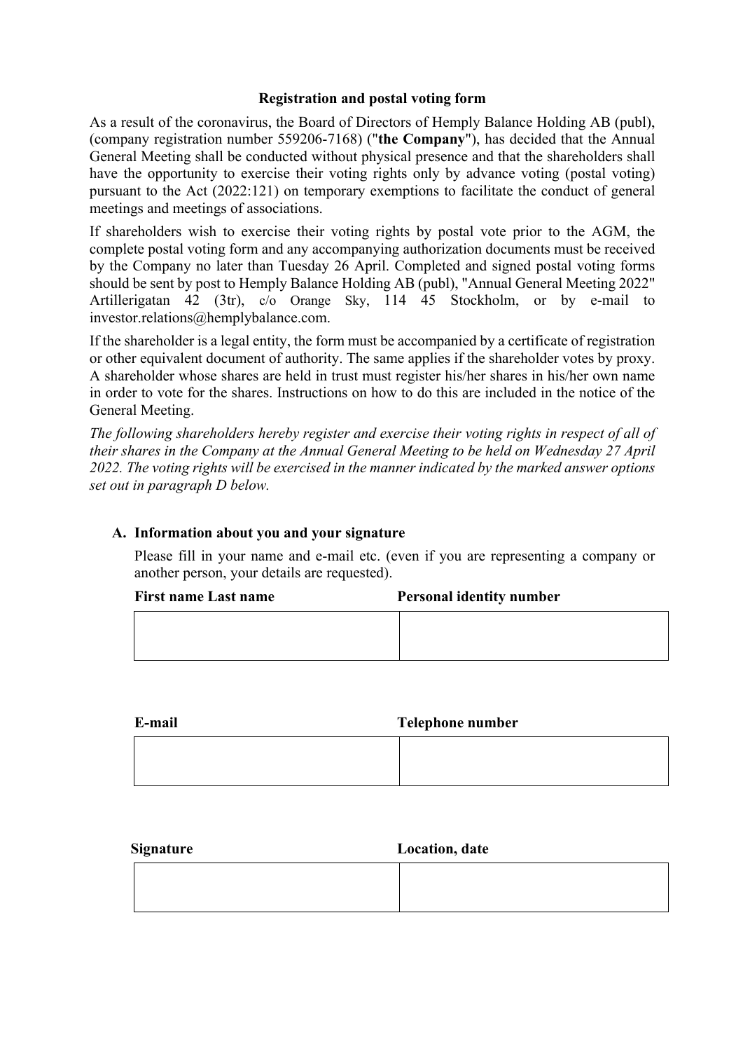**Registration and postal voting form**

As a result of the coronavirus, the Board of Directors of Hemply Balance Holding AB (publ), (company registration number 559206-7168) ("**the Company**"), has decided that the Annual General Meeting shall be conducted without physical presence and that the shareholders shall have the opportunity to exercise their voting rights only by advance voting (postal voting) pursuant to the Act (2022:121) on temporary exemptions to facilitate the conduct of general meetings and meetings of associations.

If shareholders wish to exercise their voting rights by postal vote prior to the AGM, the complete postal voting form and any accompanying authorization documents must be received by the Company no later than Tuesday 26 April. Completed and signed postal voting forms should be sent by post to Hemply Balance Holding AB (publ), "Annual General Meeting 2022" Artillerigatan 42 (3tr), c/o Orange Sky, 114 45 Stockholm, or by e-mail to investor.relations@hemplybalance.com.

If the shareholder is a legal entity, the form must be accompanied by a certificate of registration or other equivalent document of authority. The same applies if the shareholder votes by proxy. A shareholder whose shares are held in trust must register his/her shares in his/her own name in order to vote for the shares. Instructions on how to do this are included in the notice of the General Meeting.

*The following shareholders hereby register and exercise their voting rights in respect of all of their shares in the Company at the Annual General Meeting to be held on Wednesday 27 April 2022. The voting rights will be exercised in the manner indicated by the marked answer options set out in paragraph D below.*

**A. Information about you and your signature**

Please fill in your name and e-mail etc. (even if you are representing a company or another person, your details are requested).

| First name Last name | Personal identity number |
|---|---|
| | |

| E-mail | Telephone number |
|---|---|
| | |

| Signature | Location, date |
|---|---|
| | |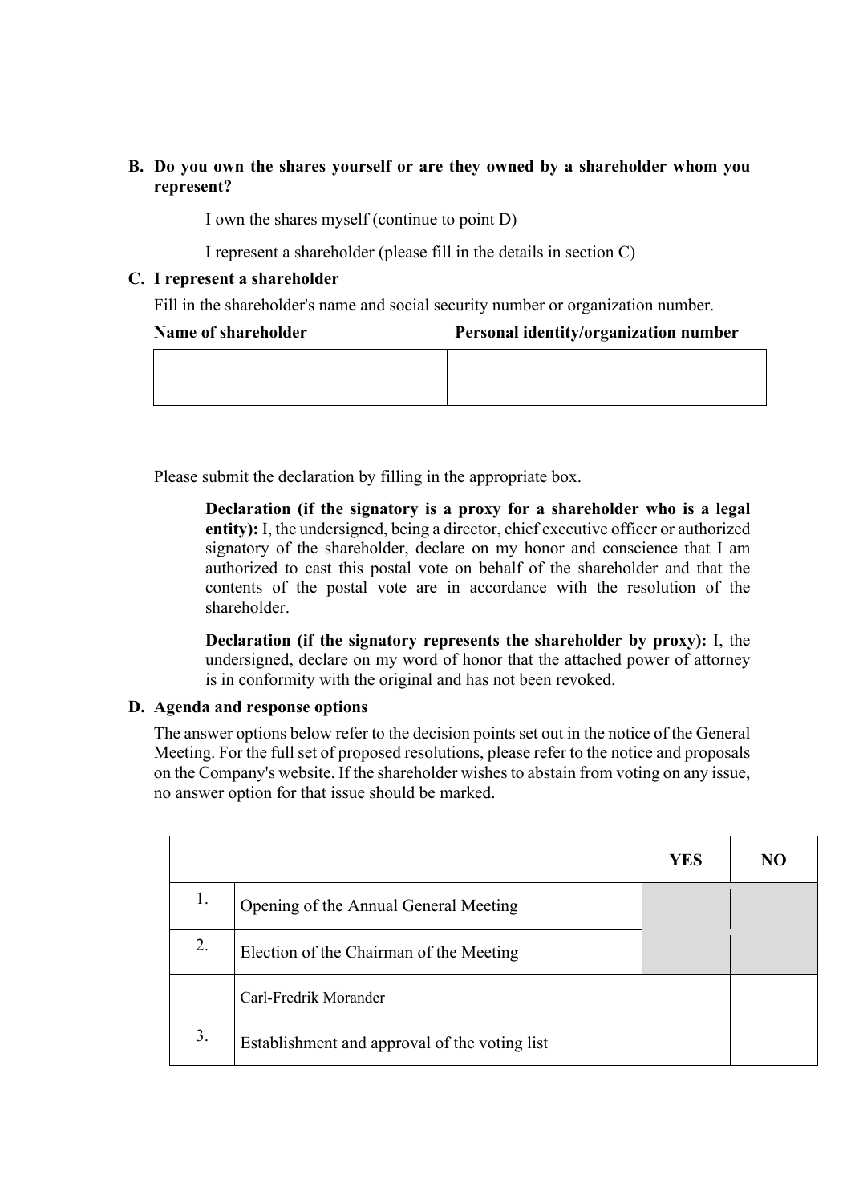**B. Do you own the shares yourself or are they owned by a shareholder whom you represent?**

I own the shares myself (continue to point D)

I represent a shareholder (please fill in the details in section C)

**C. I represent a shareholder**

Fill in the shareholder's name and social security number or organization number.

| Name of shareholder | Personal identity/organization number |
|---|---|
| | |

Please submit the declaration by filling in the appropriate box.

**Declaration (if the signatory is a proxy for a shareholder who is a legal entity):** I, the undersigned, being a director, chief executive officer or authorized signatory of the shareholder, declare on my honor and conscience that I am authorized to cast this postal vote on behalf of the shareholder and that the contents of the postal vote are in accordance with the resolution of the shareholder.

**Declaration (if the signatory represents the shareholder by proxy):** I, the undersigned, declare on my word of honor that the attached power of attorney is in conformity with the original and has not been revoked.

**D. Agenda and response options**

The answer options below refer to the decision points set out in the notice of the General Meeting. For the full set of proposed resolutions, please refer to the notice and proposals on the Company's website. If the shareholder wishes to abstain from voting on any issue, no answer option for that issue should be marked.

| | | YES | NO |
|---|---|---|---|
| 1. | Opening of the Annual General Meeting | | |
| 2. | Election of the Chairman of the Meeting | | |
| | Carl-Fredrik Morander | | |
| 3. | Establishment and approval of the voting list | | |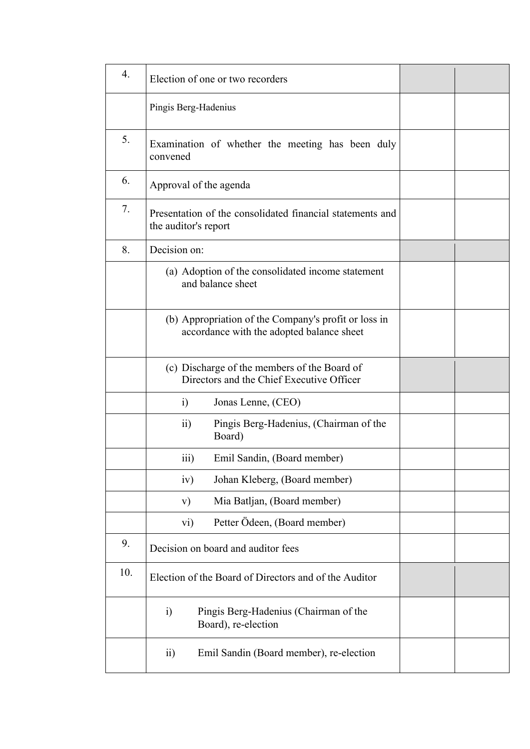| | | | |
|---|---|---|---|
| 4. | Election of one or two recorders | | |
| | Pingis Berg-Hadenius | | |
| 5. | Examination of whether the meeting has been duly convened | | |
| 6. | Approval of the agenda | | |
| 7. | Presentation of the consolidated financial statements and the auditor's report | | |
| 8. | Decision on: | | |
| | (a) Adoption of the consolidated income statement and balance sheet | | |
| | (b) Appropriation of the Company's profit or loss in accordance with the adopted balance sheet | | |
| | (c) Discharge of the members of the Board of Directors and the Chief Executive Officer | | |
| | i) Jonas Lenne, (CEO) | | |
| | ii) Pingis Berg-Hadenius, (Chairman of the Board) | | |
| | iii) Emil Sandin, (Board member) | | |
| | iv) Johan Kleberg, (Board member) | | |
| | v) Mia Batljan, (Board member) | | |
| | vi) Petter Ödeen, (Board member) | | |
| 9. | Decision on board and auditor fees | | |
| 10. | Election of the Board of Directors and of the Auditor | | |
| | i) Pingis Berg-Hadenius (Chairman of the Board), re-election | | |
| | ii) Emil Sandin (Board member), re-election | | |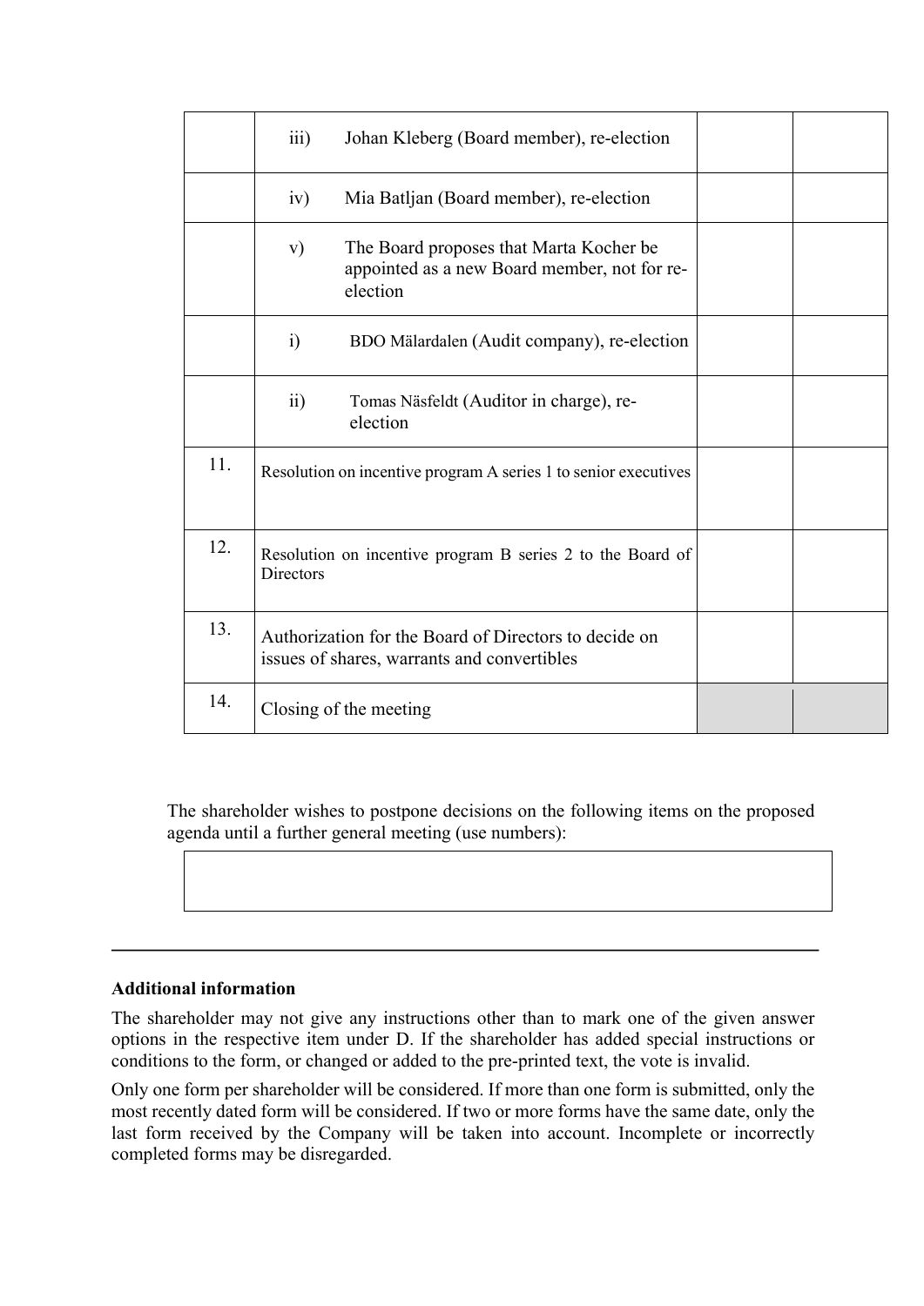| | | | |
|---|---|---|---|
| | iii) Johan Kleberg (Board member), re-election | | |
| | iv) Mia Batljan (Board member), re-election | | |
| | v) The Board proposes that Marta Kocher be appointed as a new Board member, not for re-election | | |
| | i) BDO Mälardalen (Audit company), re-election | | |
| | ii) Tomas Näsfeldt (Auditor in charge), re-election | | |
| 11. | Resolution on incentive program A series 1 to senior executives | | |
| 12. | Resolution on incentive program B series 2 to the Board of Directors | | |
| 13. | Authorization for the Board of Directors to decide on issues of shares, warrants and convertibles | | |
| 14. | Closing of the meeting | | |

The shareholder wishes to postpone decisions on the following items on the proposed agenda until a further general meeting (use numbers):

| |
|---|
| |

---

**Additional information**

The shareholder may not give any instructions other than to mark one of the given answer options in the respective item under D. If the shareholder has added special instructions or conditions to the form, or changed or added to the pre-printed text, the vote is invalid.

Only one form per shareholder will be considered. If more than one form is submitted, only the most recently dated form will be considered. If two or more forms have the same date, only the last form received by the Company will be taken into account. Incomplete or incorrectly completed forms may be disregarded.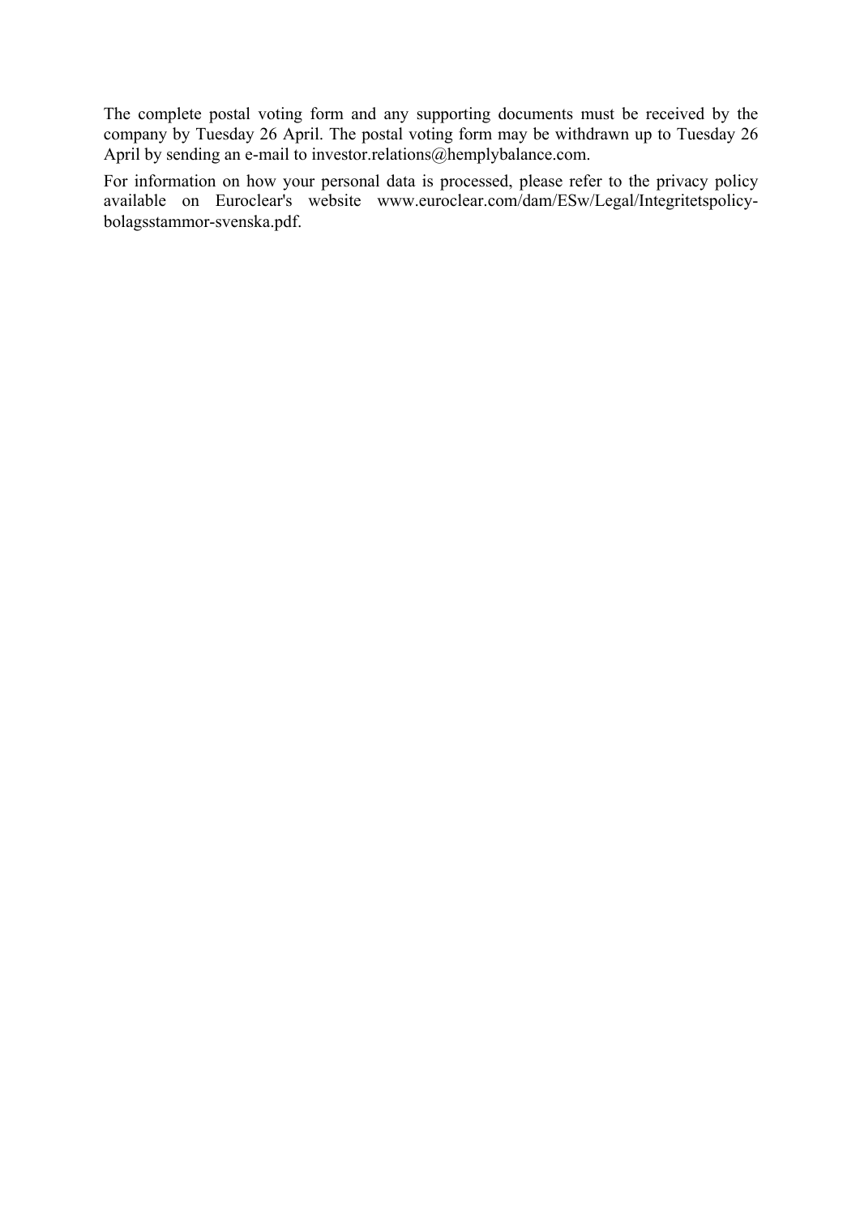The complete postal voting form and any supporting documents must be received by the company by Tuesday 26 April. The postal voting form may be withdrawn up to Tuesday 26 April by sending an e-mail to investor.relations@hemplybalance.com.

For information on how your personal data is processed, please refer to the privacy policy available on Euroclear's website www.euroclear.com/dam/ESw/Legal/Integritetspolicy-bolagsstammor-svenska.pdf.